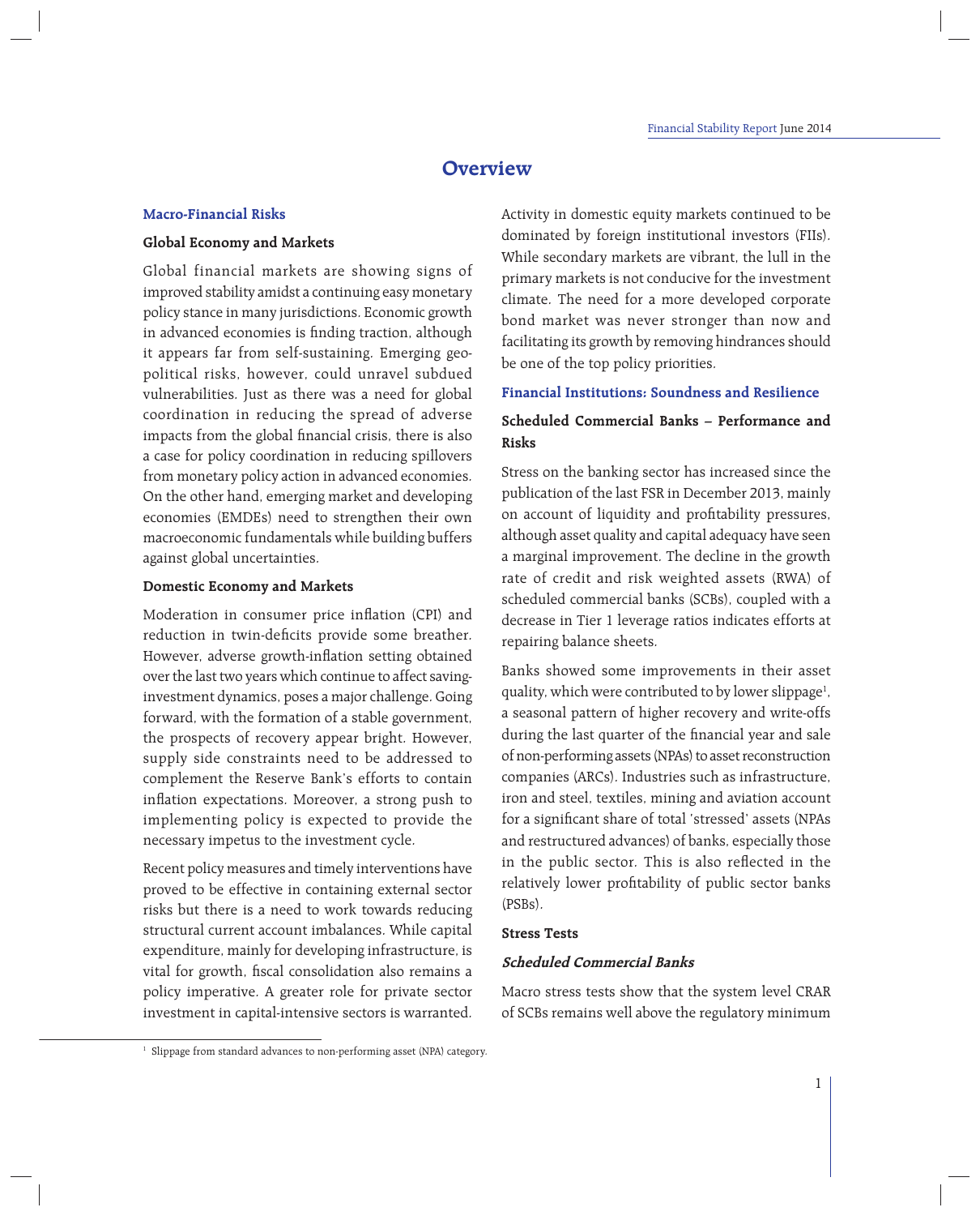# Overview

## Macro-Financial Risks

### Global Economy and Markets

Global financial markets are showing signs of improved stability amidst a continuing easy monetary policy stance in many jurisdictions. Economic growth in advanced economies is finding traction, although it appears far from self-sustaining. Emerging geo-political risks, however, could unravel subdued vulnerabilities. Just as there was a need for global coordination in reducing the spread of adverse impacts from the global financial crisis, there is also a case for policy coordination in reducing spillovers from monetary policy action in advanced economies. On the other hand, emerging market and developing economies (EMDEs) need to strengthen their own macroeconomic fundamentals while building buffers against global uncertainties.

### Domestic Economy and Markets

Moderation in consumer price inflation (CPI) and reduction in twin-deficits provide some breather. However, adverse growth-inflation setting obtained over the last two years which continue to affect saving-investment dynamics, poses a major challenge. Going forward, with the formation of a stable government, the prospects of recovery appear bright. However, supply side constraints need to be addressed to complement the Reserve Bank's efforts to contain inflation expectations. Moreover, a strong push to implementing policy is expected to provide the necessary impetus to the investment cycle.

Recent policy measures and timely interventions have proved to be effective in containing external sector risks but there is a need to work towards reducing structural current account imbalances. While capital expenditure, mainly for developing infrastructure, is vital for growth, fiscal consolidation also remains a policy imperative. A greater role for private sector investment in capital-intensive sectors is warranted. Activity in domestic equity markets continued to be dominated by foreign institutional investors (FIIs). While secondary markets are vibrant, the lull in the primary markets is not conducive for the investment climate. The need for a more developed corporate bond market was never stronger than now and facilitating its growth by removing hindrances should be one of the top policy priorities.

## Financial Institutions: Soundness and Resilience

### Scheduled Commercial Banks – Performance and Risks

Stress on the banking sector has increased since the publication of the last FSR in December 2013, mainly on account of liquidity and profitability pressures, although asset quality and capital adequacy have seen a marginal improvement. The decline in the growth rate of credit and risk weighted assets (RWA) of scheduled commercial banks (SCBs), coupled with a decrease in Tier 1 leverage ratios indicates efforts at repairing balance sheets.

Banks showed some improvements in their asset quality, which were contributed to by lower slippage[1], a seasonal pattern of higher recovery and write-offs during the last quarter of the financial year and sale of non-performing assets (NPAs) to asset reconstruction companies (ARCs). Industries such as infrastructure, iron and steel, textiles, mining and aviation account for a significant share of total 'stressed' assets (NPAs and restructured advances) of banks, especially those in the public sector. This is also reflected in the relatively lower profitability of public sector banks (PSBs).

### Stress Tests

#### *Scheduled Commercial Banks*

Macro stress tests show that the system level CRAR of SCBs remains well above the regulatory minimum

[1] Slippage from standard advances to non-performing asset (NPA) category.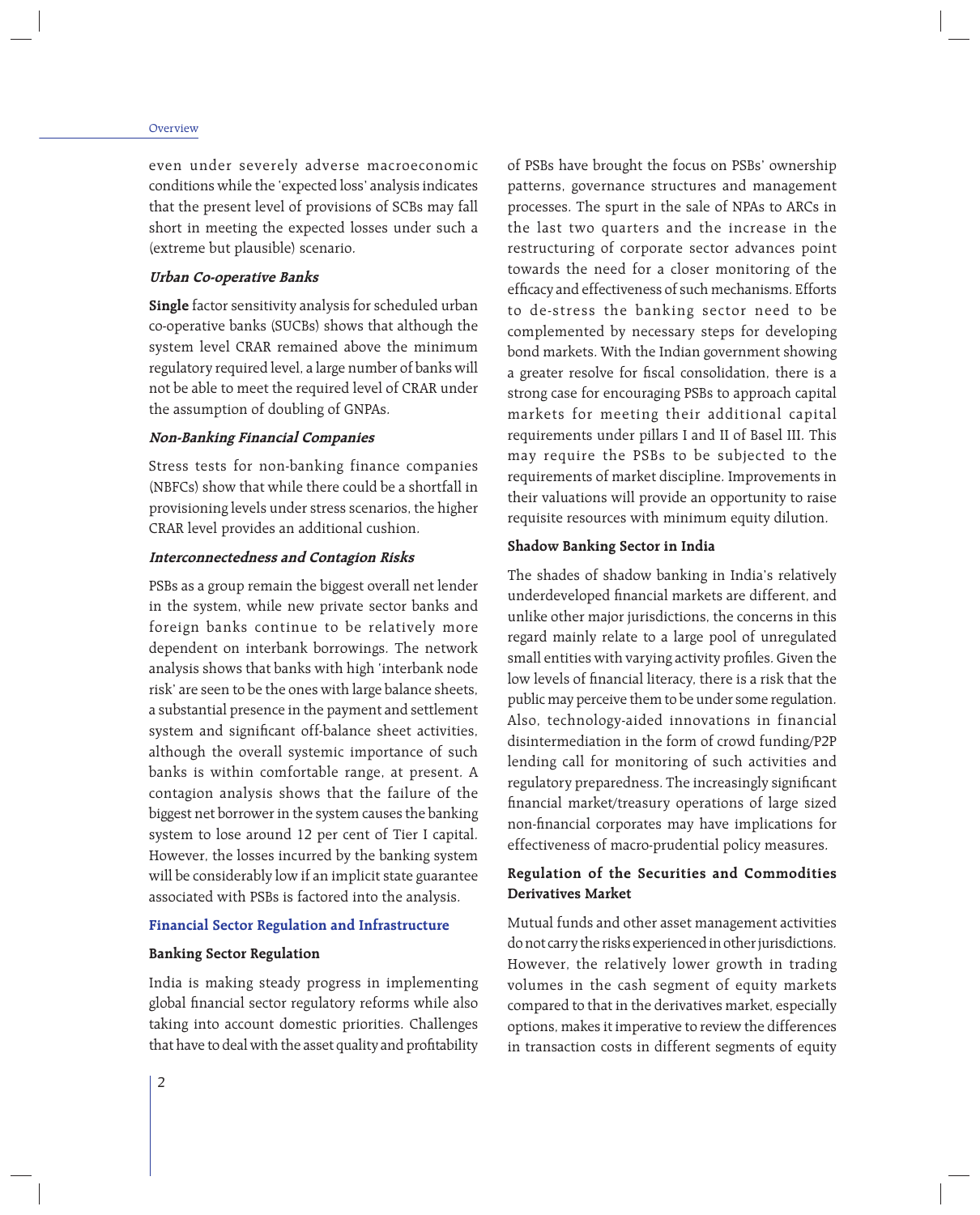even under severely adverse macroeconomic conditions while the 'expected loss' analysis indicates that the present level of provisions of SCBs may fall short in meeting the expected losses under such a (extreme but plausible) scenario.

#### *Urban Co-operative Banks*

**Single** factor sensitivity analysis for scheduled urban co-operative banks (SUCBs) shows that although the system level CRAR remained above the minimum regulatory required level, a large number of banks will not be able to meet the required level of CRAR under the assumption of doubling of GNPAs.

#### *Non-Banking Financial Companies*

Stress tests for non-banking finance companies (NBFCs) show that while there could be a shortfall in provisioning levels under stress scenarios, the higher CRAR level provides an additional cushion.

#### *Interconnectedness and Contagion Risks*

PSBs as a group remain the biggest overall net lender in the system, while new private sector banks and foreign banks continue to be relatively more dependent on interbank borrowings. The network analysis shows that banks with high 'interbank node risk' are seen to be the ones with large balance sheets, a substantial presence in the payment and settlement system and significant off-balance sheet activities, although the overall systemic importance of such banks is within comfortable range, at present. A contagion analysis shows that the failure of the biggest net borrower in the system causes the banking system to lose around 12 per cent of Tier I capital. However, the losses incurred by the banking system will be considerably low if an implicit state guarantee associated with PSBs is factored into the analysis.

## Financial Sector Regulation and Infrastructure

### Banking Sector Regulation

India is making steady progress in implementing global financial sector regulatory reforms while also taking into account domestic priorities. Challenges that have to deal with the asset quality and profitability of PSBs have brought the focus on PSBs' ownership patterns, governance structures and management processes. The spurt in the sale of NPAs to ARCs in the last two quarters and the increase in the restructuring of corporate sector advances point towards the need for a closer monitoring of the efficacy and effectiveness of such mechanisms. Efforts to de-stress the banking sector need to be complemented by necessary steps for developing bond markets. With the Indian government showing a greater resolve for fiscal consolidation, there is a strong case for encouraging PSBs to approach capital markets for meeting their additional capital requirements under pillars I and II of Basel III. This may require the PSBs to be subjected to the requirements of market discipline. Improvements in their valuations will provide an opportunity to raise requisite resources with minimum equity dilution.

### Shadow Banking Sector in India

The shades of shadow banking in India's relatively underdeveloped financial markets are different, and unlike other major jurisdictions, the concerns in this regard mainly relate to a large pool of unregulated small entities with varying activity profiles. Given the low levels of financial literacy, there is a risk that the public may perceive them to be under some regulation. Also, technology-aided innovations in financial disintermediation in the form of crowd funding/P2P lending call for monitoring of such activities and regulatory preparedness. The increasingly significant financial market/treasury operations of large sized non-financial corporates may have implications for effectiveness of macro-prudential policy measures.

### Regulation of the Securities and Commodities Derivatives Market

Mutual funds and other asset management activities do not carry the risks experienced in other jurisdictions. However, the relatively lower growth in trading volumes in the cash segment of equity markets compared to that in the derivatives market, especially options, makes it imperative to review the differences in transaction costs in different segments of equity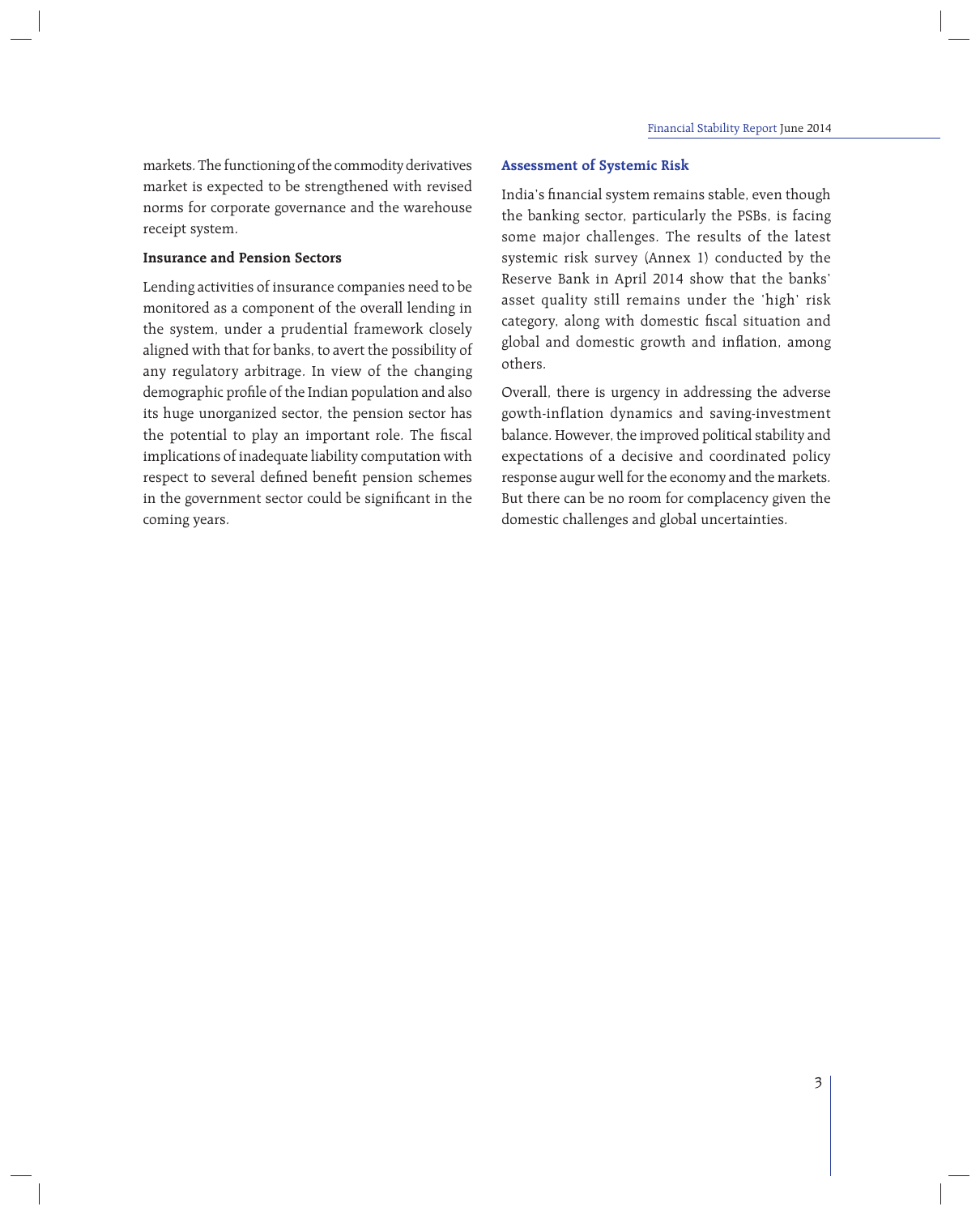markets. The functioning of the commodity derivatives market is expected to be strengthened with revised norms for corporate governance and the warehouse receipt system.

**Insurance and Pension Sectors**

Lending activities of insurance companies need to be monitored as a component of the overall lending in the system, under a prudential framework closely aligned with that for banks, to avert the possibility of any regulatory arbitrage. In view of the changing demographic profile of the Indian population and also its huge unorganized sector, the pension sector has the potential to play an important role. The fiscal implications of inadequate liability computation with respect to several defined benefit pension schemes in the government sector could be significant in the coming years.

### Assessment of Systemic Risk

India's financial system remains stable, even though the banking sector, particularly the PSBs, is facing some major challenges. The results of the latest systemic risk survey (Annex 1) conducted by the Reserve Bank in April 2014 show that the banks' asset quality still remains under the 'high' risk category, along with domestic fiscal situation and global and domestic growth and inflation, among others.

Overall, there is urgency in addressing the adverse gowth-inflation dynamics and saving-investment balance. However, the improved political stability and expectations of a decisive and coordinated policy response augur well for the economy and the markets. But there can be no room for complacency given the domestic challenges and global uncertainties.